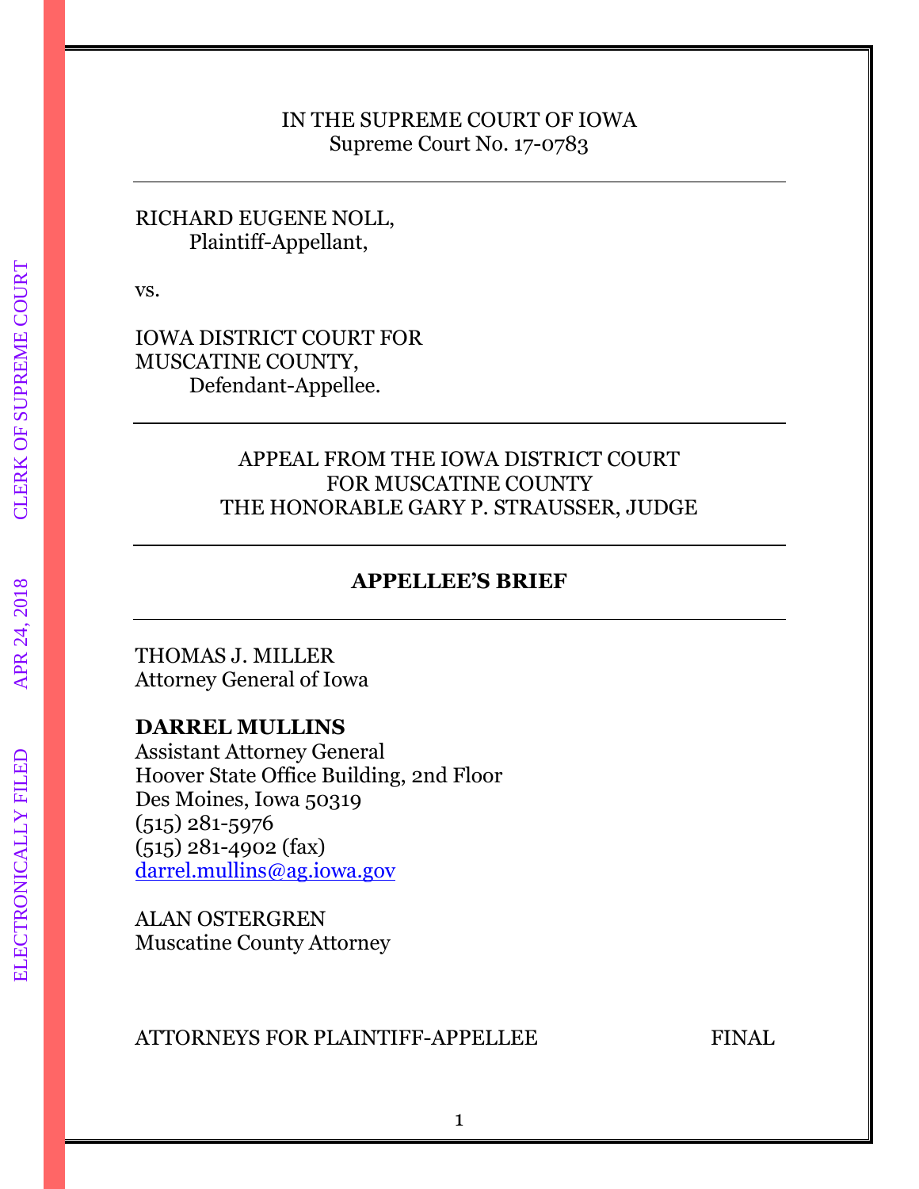IN THE SUPREME COURT OF IOWA
Supreme Court No. 17-0783

---

RICHARD EUGENE NOLL,
Plaintiff-Appellant,

vs.

IOWA DISTRICT COURT FOR
MUSCATINE COUNTY,
Defendant-Appellee.

---

APPEAL FROM THE IOWA DISTRICT COURT
FOR MUSCATINE COUNTY
THE HONORABLE GARY P. STRAUSSER, JUDGE

---

**APPELLEE'S BRIEF**

---

THOMAS J. MILLER
Attorney General of Iowa

**DARREL MULLINS**
Assistant Attorney General
Hoover State Office Building, 2nd Floor
Des Moines, Iowa 50319
(515) 281-5976
(515) 281-4902 (fax)
darrel.mullins@ag.iowa.gov

ALAN OSTERGREN
Muscatine County Attorney

ATTORNEYS FOR PLAINTIFF-APPELLEE FINAL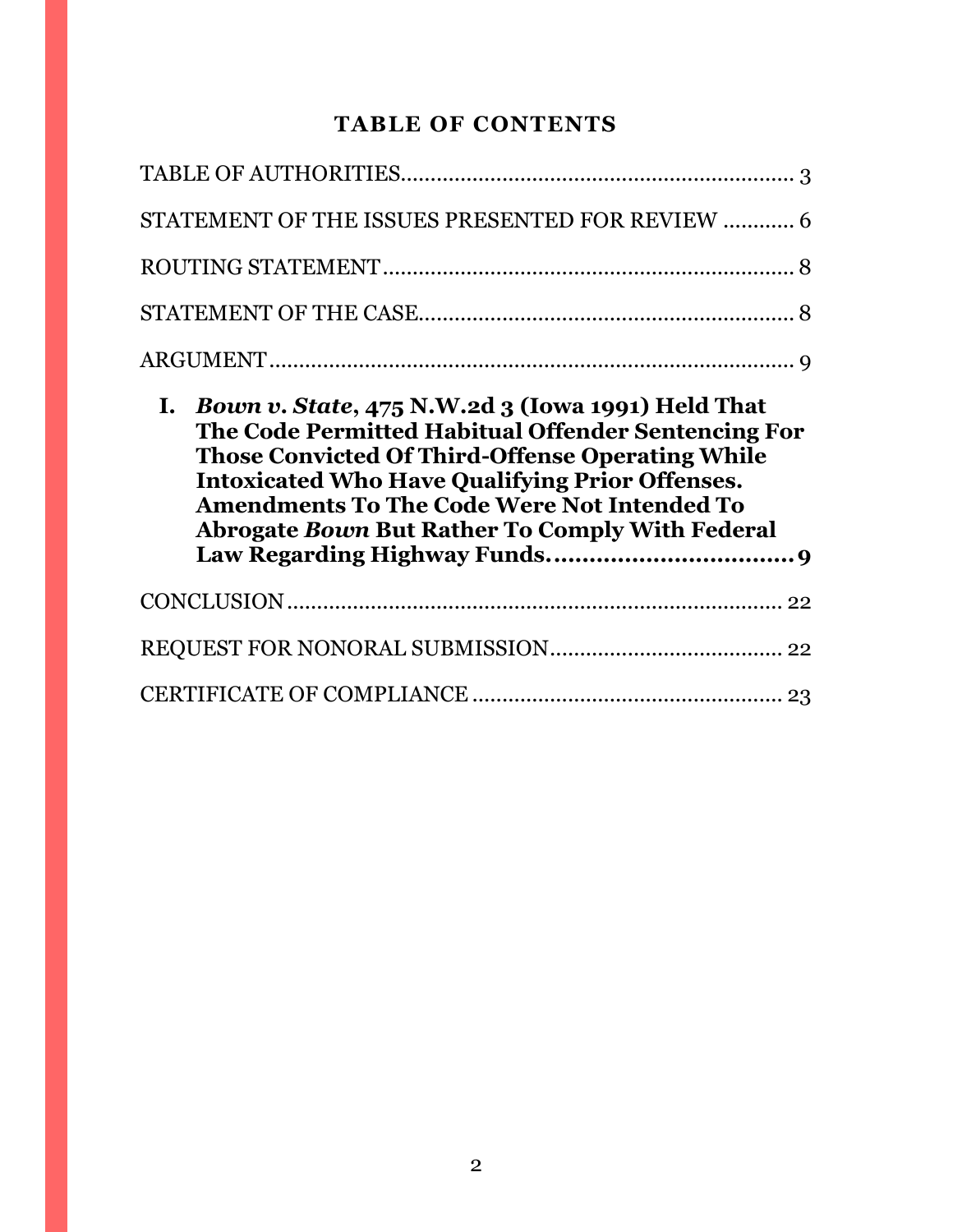# TABLE OF CONTENTS

TABLE OF AUTHORITIES.................................................................. 3

STATEMENT OF THE ISSUES PRESENTED FOR REVIEW ............ 6

ROUTING STATEMENT..................................................................... 8

STATEMENT OF THE CASE............................................................... 8

ARGUMENT........................................................................................ 9

**I. *Bown v. State*, 475 N.W.2d 3 (Iowa 1991) Held That The Code Permitted Habitual Offender Sentencing For Those Convicted Of Third-Offense Operating While Intoxicated Who Have Qualifying Prior Offenses. Amendments To The Code Were Not Intended To Abrogate *Bown* But Rather To Comply With Federal Law Regarding Highway Funds...................................9**

CONCLUSION.................................................................................... 22

REQUEST FOR NONORAL SUBMISSION....................................... 22

CERTIFICATE OF COMPLIANCE.................................................... 23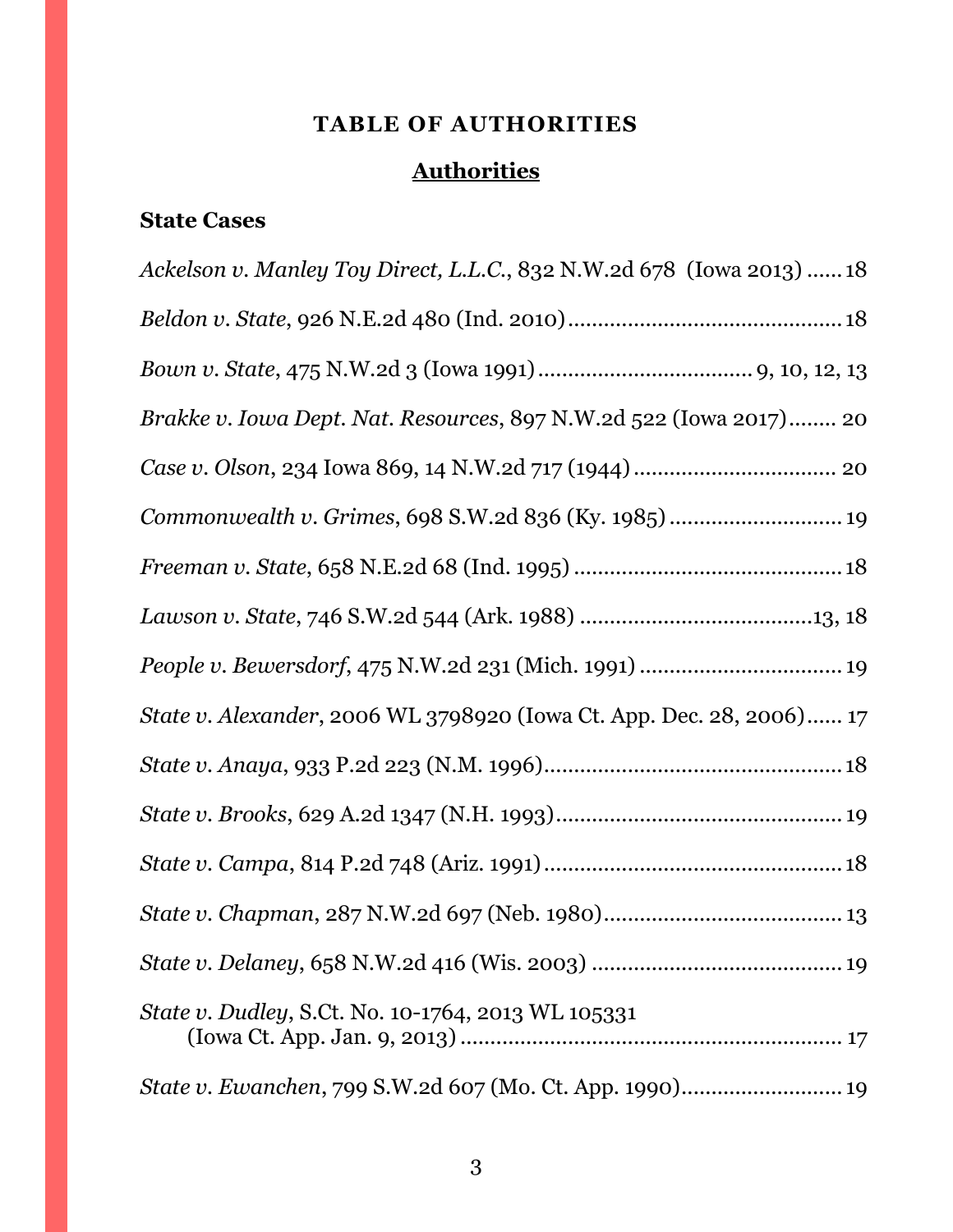# TABLE OF AUTHORITIES

## Authorities

### State Cases

*Ackelson v. Manley Toy Direct, L.L.C.*, 832 N.W.2d 678 (Iowa 2013) ...... 18

*Beldon v. State*, 926 N.E.2d 480 (Ind. 2010) ........................................ 18

*Bown v. State*, 475 N.W.2d 3 (Iowa 1991) ................................ 9, 10, 12, 13

*Brakke v. Iowa Dept. Nat. Resources*, 897 N.W.2d 522 (Iowa 2017) ........ 20

*Case v. Olson*, 234 Iowa 869, 14 N.W.2d 717 (1944) ................................ 20

*Commonwealth v. Grimes*, 698 S.W.2d 836 (Ky. 1985) ............................ 19

*Freeman v. State*, 658 N.E.2d 68 (Ind. 1995) ........................................ 18

*Lawson v. State*, 746 S.W.2d 544 (Ark. 1988) ...................................13, 18

*People v. Bewersdorf*, 475 N.W.2d 231 (Mich. 1991) ................................ 19

*State v. Alexander*, 2006 WL 3798920 (Iowa Ct. App. Dec. 28, 2006) ...... 17

*State v. Anaya*, 933 P.2d 223 (N.M. 1996) ............................................. 18

*State v. Brooks*, 629 A.2d 1347 (N.H. 1993) ........................................... 19

*State v. Campa*, 814 P.2d 748 (Ariz. 1991) ............................................. 18

*State v. Chapman*, 287 N.W.2d 697 (Neb. 1980) ..................................... 13

*State v. Delaney*, 658 N.W.2d 416 (Wis. 2003) ........................................ 19

*State v. Dudley*, S.Ct. No. 10-1764, 2013 WL 105331 (Iowa Ct. App. Jan. 9, 2013) ............................................................ 17

*State v. Ewanchen*, 799 S.W.2d 607 (Mo. Ct. App. 1990) .......................... 19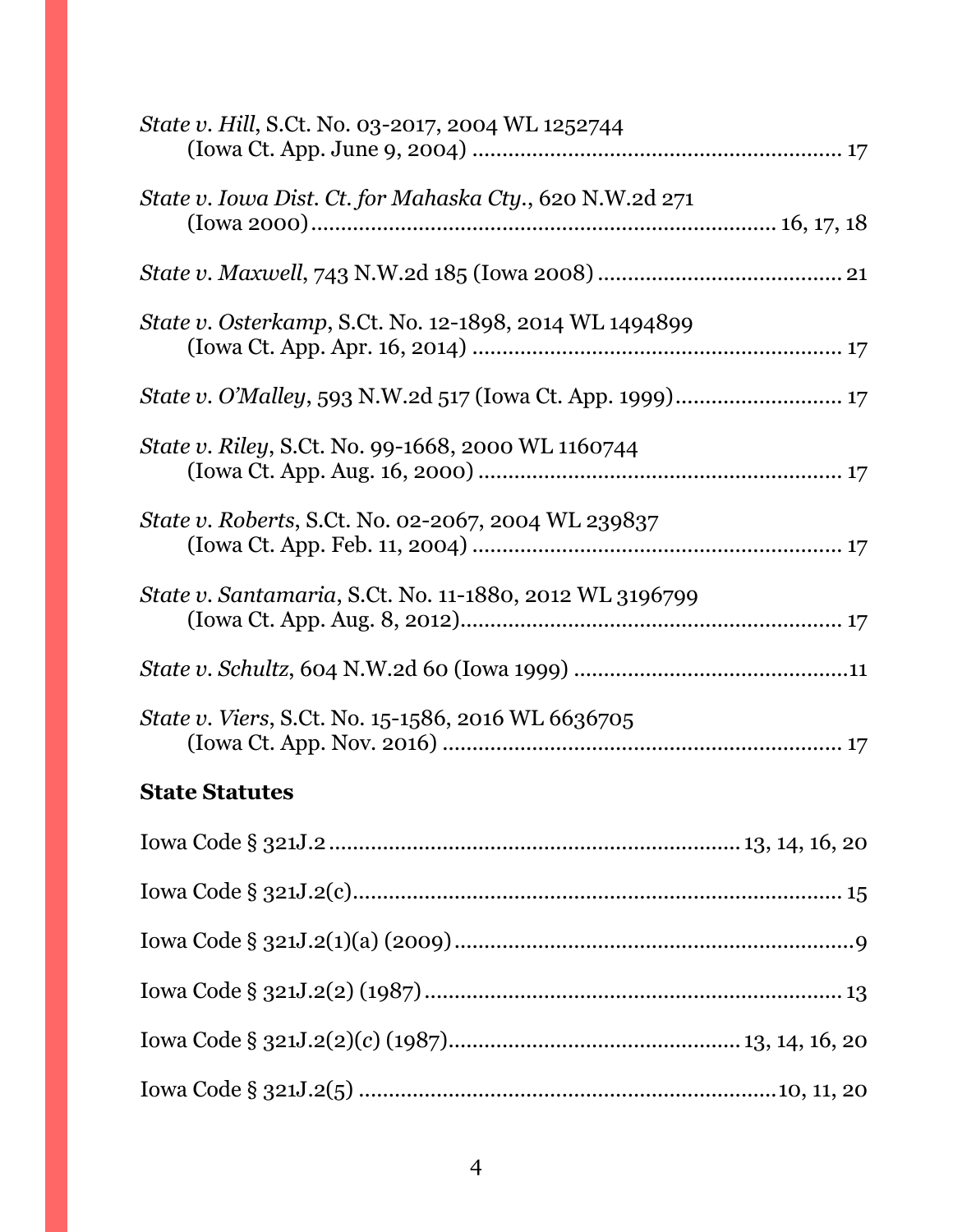*State v. Hill*, S.Ct. No. 03-2017, 2004 WL 1252744 (Iowa Ct. App. June 9, 2004) ............................................................ 17

*State v. Iowa Dist. Ct. for Mahaska Cty.*, 620 N.W.2d 271 (Iowa 2000)............................................................................ 16, 17, 18

*State v. Maxwell*, 743 N.W.2d 185 (Iowa 2008) ........................................ 21

*State v. Osterkamp*, S.Ct. No. 12-1898, 2014 WL 1494899 (Iowa Ct. App. Apr. 16, 2014) ............................................................ 17

*State v. O'Malley*, 593 N.W.2d 517 (Iowa Ct. App. 1999)........................... 17

*State v. Riley*, S.Ct. No. 99-1668, 2000 WL 1160744 (Iowa Ct. App. Aug. 16, 2000) ............................................................ 17

*State v. Roberts*, S.Ct. No. 02-2067, 2004 WL 239837 (Iowa Ct. App. Feb. 11, 2004) ............................................................ 17

*State v. Santamaria*, S.Ct. No. 11-1880, 2012 WL 3196799 (Iowa Ct. App. Aug. 8, 2012)............................................................ 17

*State v. Schultz*, 604 N.W.2d 60 (Iowa 1999) .............................................11

*State v. Viers*, S.Ct. No. 15-1586, 2016 WL 6636705 (Iowa Ct. App. Nov. 2016) ............................................................... 17

**State Statutes**

Iowa Code § 321J.2 ..................................................................... 13, 14, 16, 20

Iowa Code § 321J.2(c)................................................................................. 15

Iowa Code § 321J.2(1)(a) (2009)..................................................................9

Iowa Code § 321J.2(2) (1987) ..................................................................... 13

Iowa Code § 321J.2(2)(*c*) (1987)................................................ 13, 14, 16, 20

Iowa Code § 321J.2(5) ....................................................................10, 11, 20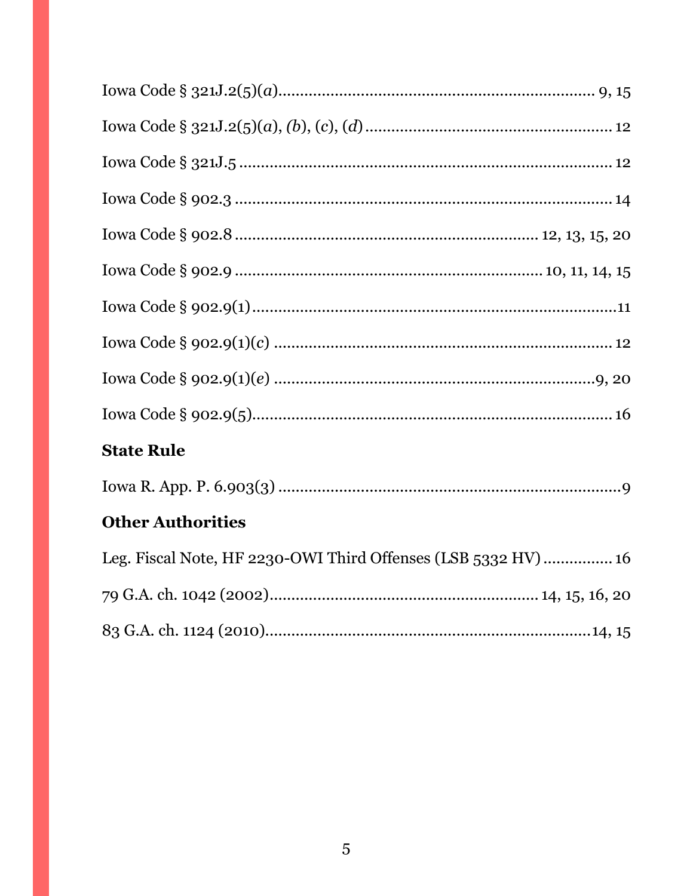Iowa Code § 321J.2(5)(*a*)........................................................................ 9, 15

Iowa Code § 321J.2(5)(*a*), (*b*), (*c*), (*d*)........................................................ 12

Iowa Code § 321J.5 ...................................................................................... 12

Iowa Code § 902.3 ....................................................................................... 14

Iowa Code § 902.8 ...................................................................... 12, 13, 15, 20

Iowa Code § 902.9 ....................................................................... 10, 11, 14, 15

Iowa Code § 902.9(1).....................................................................................11

Iowa Code § 902.9(1)(*c*) ............................................................................... 12

Iowa Code § 902.9(1)(*e*) ...........................................................................9, 20

Iowa Code § 902.9(5)..................................................................................... 16

**State Rule**

Iowa R. App. P. 6.903(3) ...............................................................................9

**Other Authorities**

Leg. Fiscal Note, HF 2230-OWI Third Offenses (LSB 5332 HV) ................ 16

79 G.A. ch. 1042 (2002)............................................................. 14, 15, 16, 20

83 G.A. ch. 1124 (2010)...........................................................................14, 15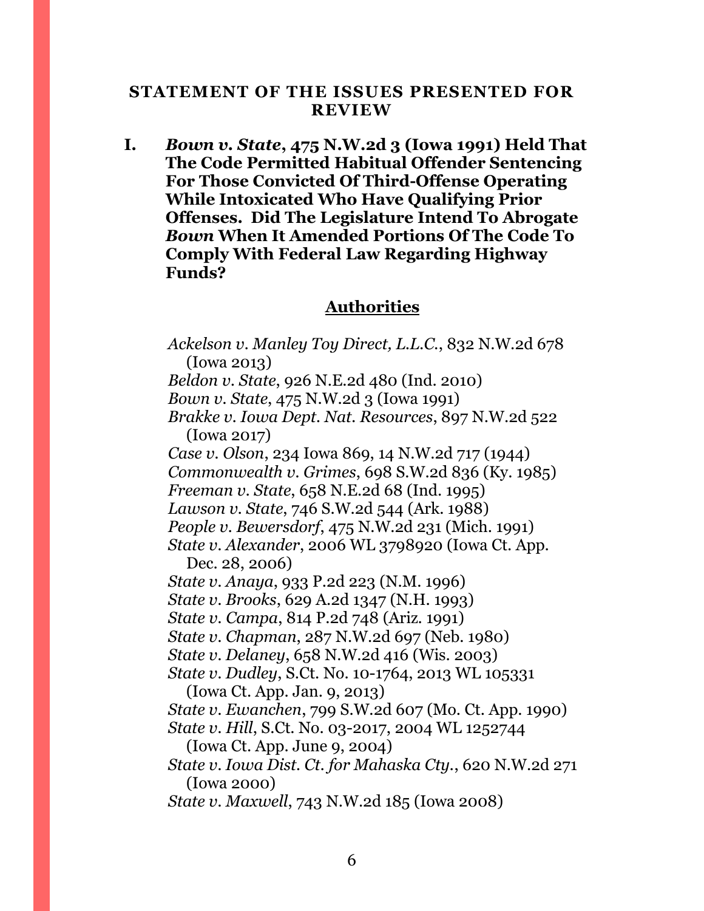## STATEMENT OF THE ISSUES PRESENTED FOR REVIEW

**I. *Bown v. State*, 475 N.W.2d 3 (Iowa 1991) Held That The Code Permitted Habitual Offender Sentencing For Those Convicted Of Third-Offense Operating While Intoxicated Who Have Qualifying Prior Offenses. Did The Legislature Intend To Abrogate *Bown* When It Amended Portions Of The Code To Comply With Federal Law Regarding Highway Funds?**

**Authorities**

*Ackelson v. Manley Toy Direct, L.L.C.*, 832 N.W.2d 678 (Iowa 2013)
*Beldon v. State*, 926 N.E.2d 480 (Ind. 2010)
*Bown v. State*, 475 N.W.2d 3 (Iowa 1991)
*Brakke v. Iowa Dept. Nat. Resources*, 897 N.W.2d 522 (Iowa 2017)
*Case v. Olson*, 234 Iowa 869, 14 N.W.2d 717 (1944)
*Commonwealth v. Grimes*, 698 S.W.2d 836 (Ky. 1985)
*Freeman v. State*, 658 N.E.2d 68 (Ind. 1995)
*Lawson v. State*, 746 S.W.2d 544 (Ark. 1988)
*People v. Bewersdorf*, 475 N.W.2d 231 (Mich. 1991)
*State v. Alexander*, 2006 WL 3798920 (Iowa Ct. App. Dec. 28, 2006)
*State v. Anaya*, 933 P.2d 223 (N.M. 1996)
*State v. Brooks*, 629 A.2d 1347 (N.H. 1993)
*State v. Campa*, 814 P.2d 748 (Ariz. 1991)
*State v. Chapman*, 287 N.W.2d 697 (Neb. 1980)
*State v. Delaney*, 658 N.W.2d 416 (Wis. 2003)
*State v. Dudley*, S.Ct. No. 10-1764, 2013 WL 105331 (Iowa Ct. App. Jan. 9, 2013)
*State v. Ewanchen*, 799 S.W.2d 607 (Mo. Ct. App. 1990)
*State v. Hill*, S.Ct. No. 03-2017, 2004 WL 1252744 (Iowa Ct. App. June 9, 2004)
*State v. Iowa Dist. Ct. for Mahaska Cty.*, 620 N.W.2d 271 (Iowa 2000)
*State v. Maxwell*, 743 N.W.2d 185 (Iowa 2008)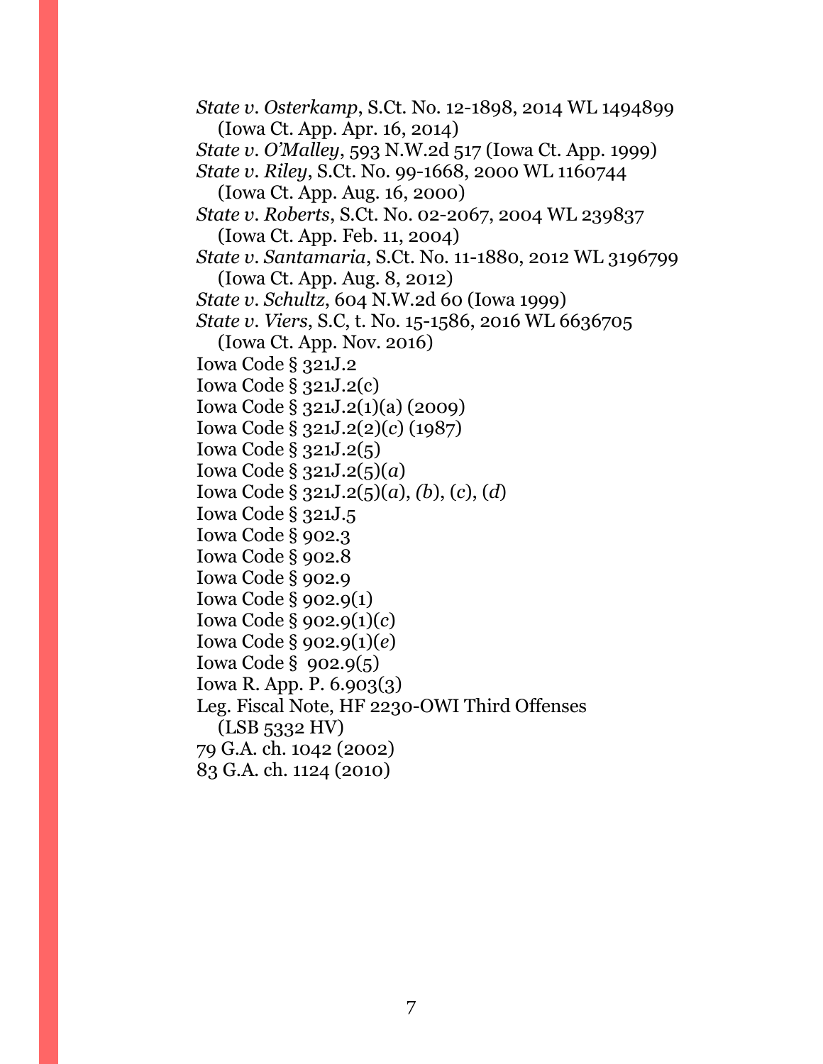*State v. Osterkamp*, S.Ct. No. 12-1898, 2014 WL 1494899 (Iowa Ct. App. Apr. 16, 2014)

*State v. O'Malley*, 593 N.W.2d 517 (Iowa Ct. App. 1999)

*State v. Riley*, S.Ct. No. 99-1668, 2000 WL 1160744 (Iowa Ct. App. Aug. 16, 2000)

*State v. Roberts*, S.Ct. No. 02-2067, 2004 WL 239837 (Iowa Ct. App. Feb. 11, 2004)

*State v. Santamaria*, S.Ct. No. 11-1880, 2012 WL 3196799 (Iowa Ct. App. Aug. 8, 2012)

*State v. Schultz*, 604 N.W.2d 60 (Iowa 1999)

*State v. Viers*, S.C, t. No. 15-1586, 2016 WL 6636705 (Iowa Ct. App. Nov. 2016)

Iowa Code § 321J.2

Iowa Code § 321J.2(c)

Iowa Code § 321J.2(1)(a) (2009)

Iowa Code § 321J.2(2)(*c*) (1987)

Iowa Code § 321J.2(5)

Iowa Code § 321J.2(5)(*a*)

Iowa Code § 321J.2(5)(*a*), *(b*), (*c*), (*d*)

Iowa Code § 321J.5

Iowa Code § 902.3

Iowa Code § 902.8

Iowa Code § 902.9

Iowa Code § 902.9(1)

Iowa Code § 902.9(1)(*c*)

Iowa Code § 902.9(1)(*e*)

Iowa Code § 902.9(5)

Iowa R. App. P. 6.903(3)

Leg. Fiscal Note, HF 2230-OWI Third Offenses (LSB 5332 HV)

79 G.A. ch. 1042 (2002)

83 G.A. ch. 1124 (2010)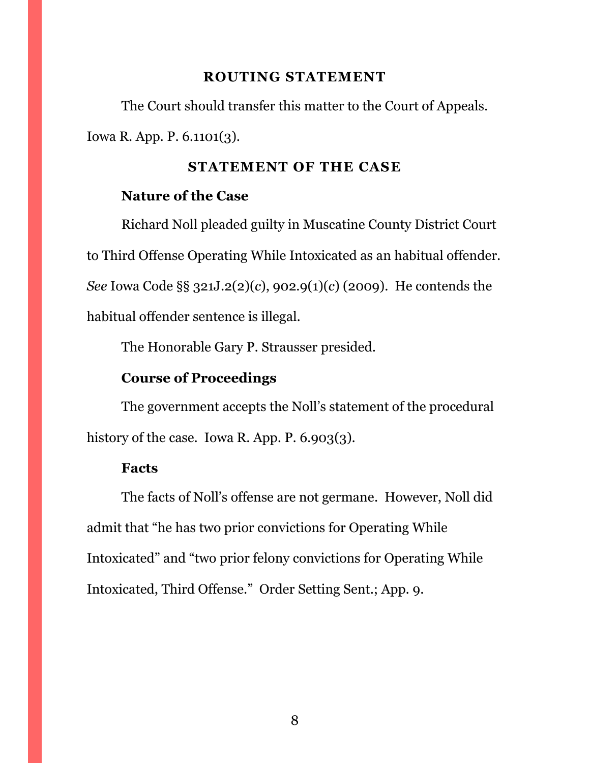## ROUTING STATEMENT

The Court should transfer this matter to the Court of Appeals. Iowa R. App. P. 6.1101(3).

## STATEMENT OF THE CASE

### Nature of the Case

Richard Noll pleaded guilty in Muscatine County District Court to Third Offense Operating While Intoxicated as an habitual offender. *See* Iowa Code §§ 321J.2(2)(*c*), 902.9(1)(*c*) (2009). He contends the habitual offender sentence is illegal.

The Honorable Gary P. Strausser presided.

### Course of Proceedings

The government accepts the Noll's statement of the procedural history of the case. Iowa R. App. P. 6.903(3).

### Facts

The facts of Noll's offense are not germane. However, Noll did admit that "he has two prior convictions for Operating While Intoxicated" and "two prior felony convictions for Operating While Intoxicated, Third Offense." Order Setting Sent.; App. 9.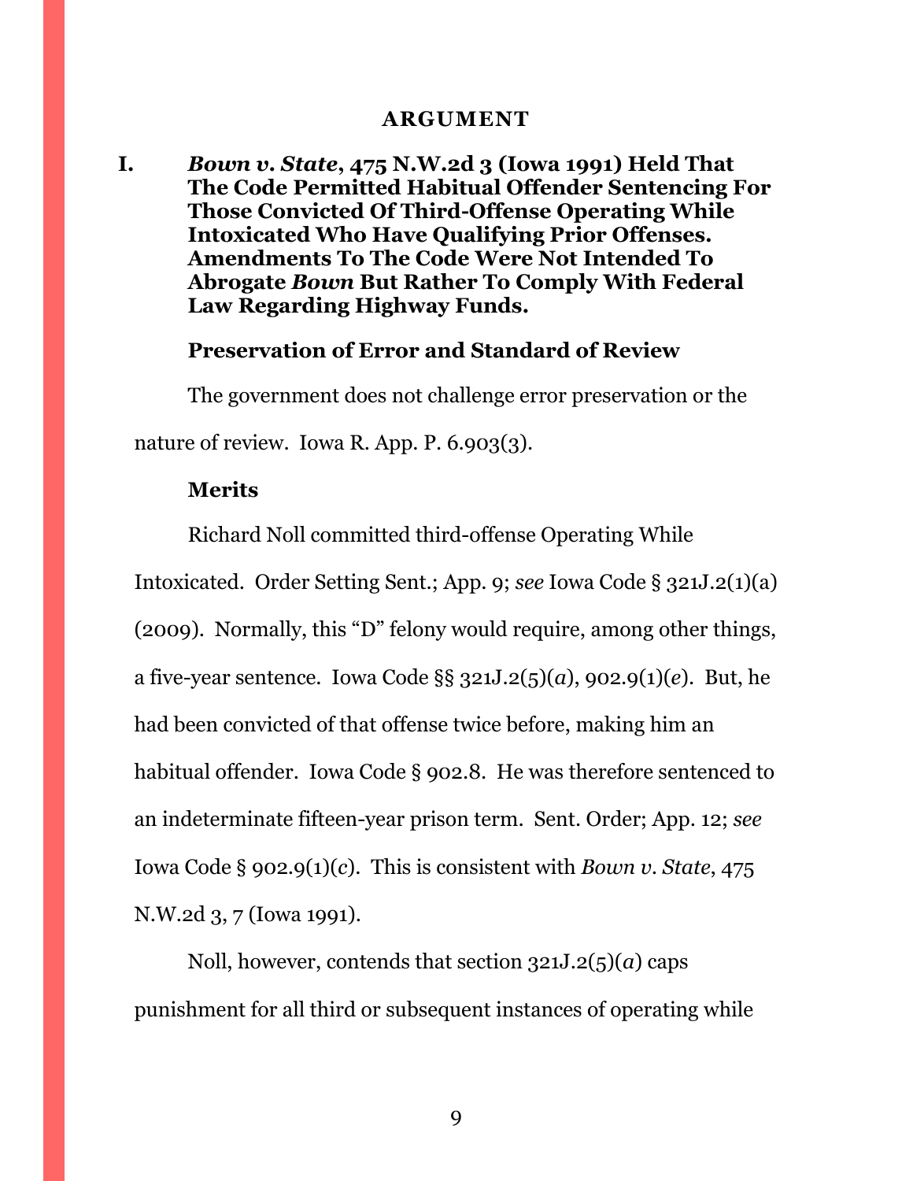## ARGUMENT

### I. *Bown v. State*, 475 N.W.2d 3 (Iowa 1991) Held That The Code Permitted Habitual Offender Sentencing For Those Convicted Of Third-Offense Operating While Intoxicated Who Have Qualifying Prior Offenses. Amendments To The Code Were Not Intended To Abrogate *Bown* But Rather To Comply With Federal Law Regarding Highway Funds.

**Preservation of Error and Standard of Review**

The government does not challenge error preservation or the nature of review. Iowa R. App. P. 6.903(3).

**Merits**

Richard Noll committed third-offense Operating While Intoxicated. Order Setting Sent.; App. 9; *see* Iowa Code § 321J.2(1)(a) (2009). Normally, this "D" felony would require, among other things, a five-year sentence. Iowa Code §§ 321J.2(5)(*a*), 902.9(1)(*e*). But, he had been convicted of that offense twice before, making him an habitual offender. Iowa Code § 902.8. He was therefore sentenced to an indeterminate fifteen-year prison term. Sent. Order; App. 12; *see* Iowa Code § 902.9(1)(*c*). This is consistent with *Bown v. State*, 475 N.W.2d 3, 7 (Iowa 1991).

Noll, however, contends that section 321J.2(5)(*a*) caps punishment for all third or subsequent instances of operating while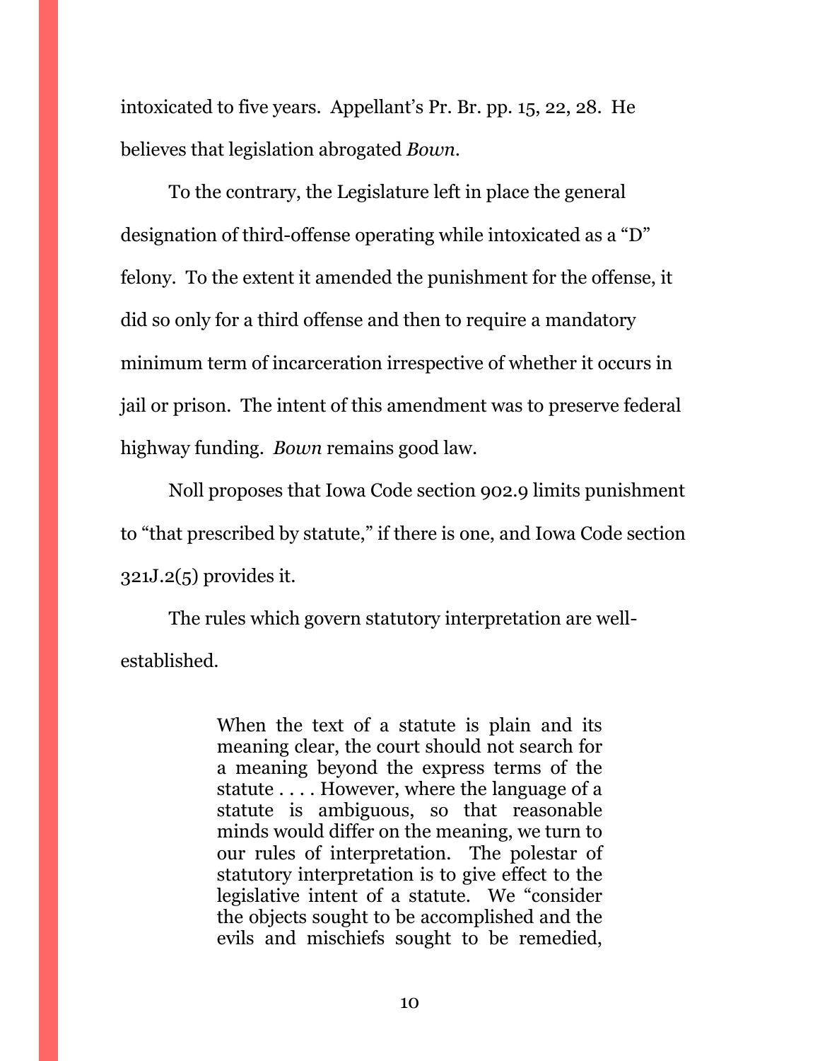intoxicated to five years. Appellant's Pr. Br. pp. 15, 22, 28. He believes that legislation abrogated *Bown*.

To the contrary, the Legislature left in place the general designation of third-offense operating while intoxicated as a "D" felony. To the extent it amended the punishment for the offense, it did so only for a third offense and then to require a mandatory minimum term of incarceration irrespective of whether it occurs in jail or prison. The intent of this amendment was to preserve federal highway funding. *Bown* remains good law.

Noll proposes that Iowa Code section 902.9 limits punishment to "that prescribed by statute," if there is one, and Iowa Code section 321J.2(5) provides it.

The rules which govern statutory interpretation are well-established.

> When the text of a statute is plain and its meaning clear, the court should not search for a meaning beyond the express terms of the statute . . . . However, where the language of a statute is ambiguous, so that reasonable minds would differ on the meaning, we turn to our rules of interpretation. The polestar of statutory interpretation is to give effect to the legislative intent of a statute. We "consider the objects sought to be accomplished and the evils and mischiefs sought to be remedied,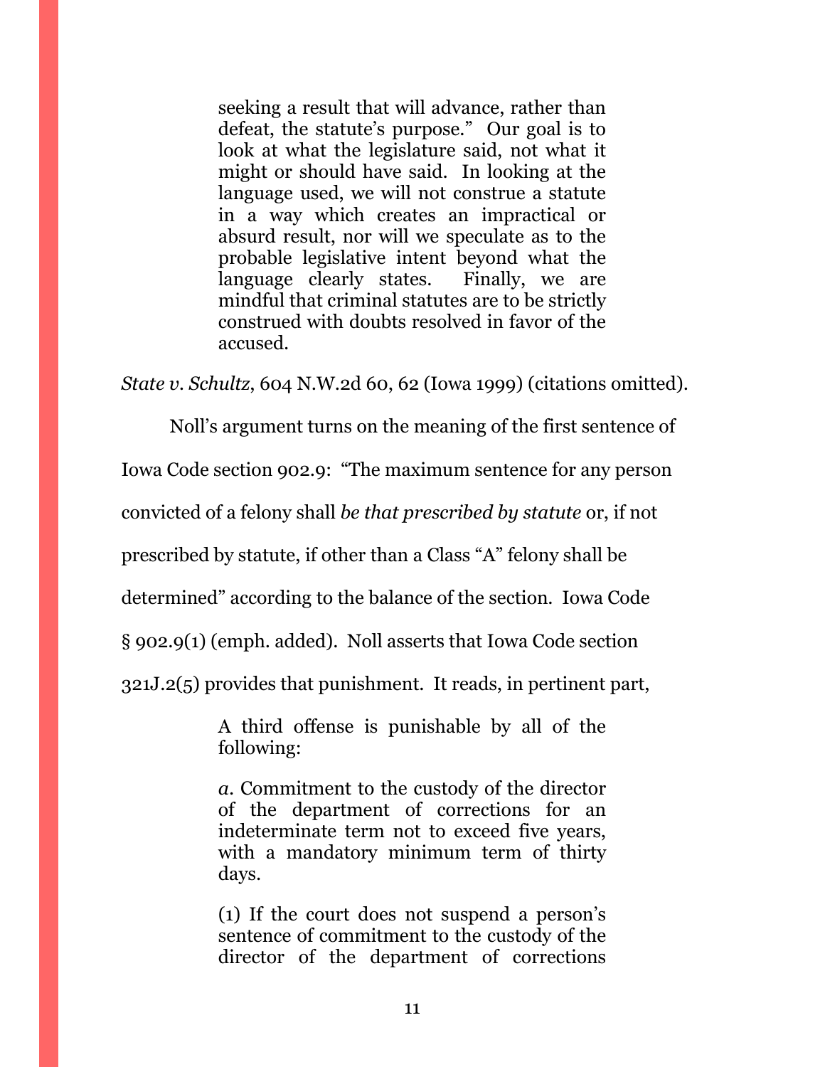> seeking a result that will advance, rather than defeat, the statute's purpose." Our goal is to look at what the legislature said, not what it might or should have said. In looking at the language used, we will not construe a statute in a way which creates an impractical or absurd result, nor will we speculate as to the probable legislative intent beyond what the language clearly states. Finally, we are mindful that criminal statutes are to be strictly construed with doubts resolved in favor of the accused.

*State v. Schultz*, 604 N.W.2d 60, 62 (Iowa 1999) (citations omitted).

Noll's argument turns on the meaning of the first sentence of Iowa Code section 902.9: "The maximum sentence for any person convicted of a felony shall *be that prescribed by statute* or, if not prescribed by statute, if other than a Class "A" felony shall be determined" according to the balance of the section. Iowa Code § 902.9(1) (emph. added). Noll asserts that Iowa Code section 321J.2(5) provides that punishment. It reads, in pertinent part,

> A third offense is punishable by all of the following:
>
> *a*. Commitment to the custody of the director of the department of corrections for an indeterminate term not to exceed five years, with a mandatory minimum term of thirty days.
>
> (1) If the court does not suspend a person's sentence of commitment to the custody of the director of the department of corrections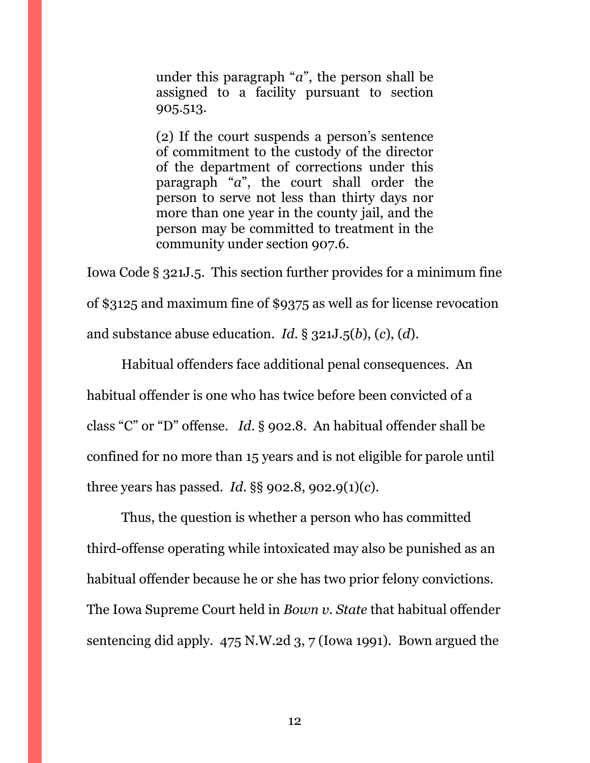> under this paragraph "*a*", the person shall be assigned to a facility pursuant to section 905.513.
>
> (2) If the court suspends a person's sentence of commitment to the custody of the director of the department of corrections under this paragraph "*a*", the court shall order the person to serve not less than thirty days nor more than one year in the county jail, and the person may be committed to treatment in the community under section 907.6.

Iowa Code § 321J.5. This section further provides for a minimum fine of $3125 and maximum fine of $9375 as well as for license revocation and substance abuse education. *Id.* § 321J.5(*b*), (*c*), (*d*).

Habitual offenders face additional penal consequences. An habitual offender is one who has twice before been convicted of a class "C" or "D" offense. *Id.* § 902.8. An habitual offender shall be confined for no more than 15 years and is not eligible for parole until three years has passed. *Id.* §§ 902.8, 902.9(1)(*c*).

Thus, the question is whether a person who has committed third-offense operating while intoxicated may also be punished as an habitual offender because he or she has two prior felony convictions. The Iowa Supreme Court held in *Bown v. State* that habitual offender sentencing did apply. 475 N.W.2d 3, 7 (Iowa 1991). Bown argued the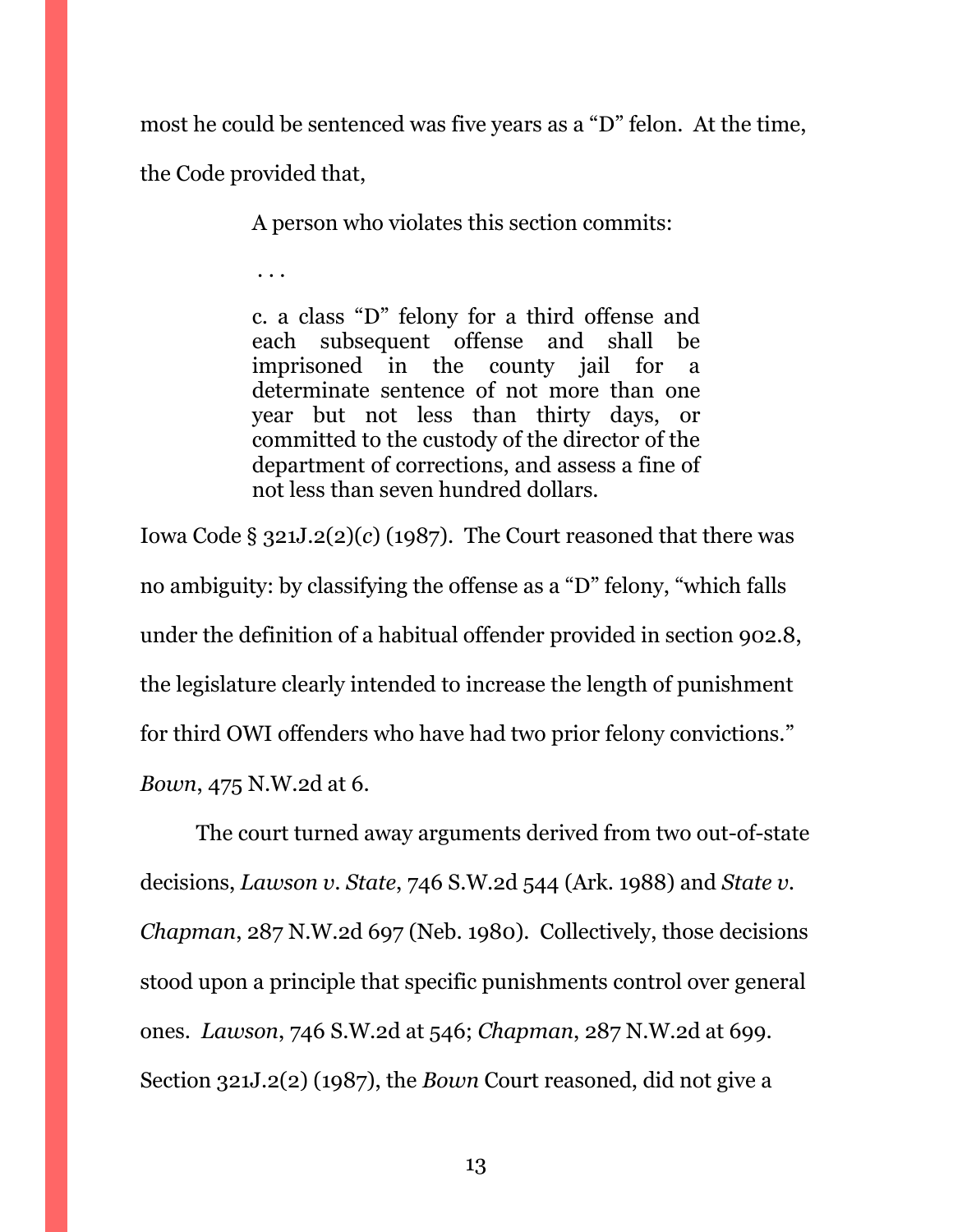most he could be sentenced was five years as a "D" felon. At the time, the Code provided that,

> A person who violates this section commits:
>
> . . .
>
> c. a class "D" felony for a third offense and each subsequent offense and shall be imprisoned in the county jail for a determinate sentence of not more than one year but not less than thirty days, or committed to the custody of the director of the department of corrections, and assess a fine of not less than seven hundred dollars.

Iowa Code § 321J.2(2)(*c*) (1987). The Court reasoned that there was no ambiguity: by classifying the offense as a "D" felony, "which falls under the definition of a habitual offender provided in section 902.8, the legislature clearly intended to increase the length of punishment for third OWI offenders who have had two prior felony convictions." *Bown*, 475 N.W.2d at 6.

The court turned away arguments derived from two out-of-state decisions, *Lawson v. State*, 746 S.W.2d 544 (Ark. 1988) and *State v. Chapman*, 287 N.W.2d 697 (Neb. 1980). Collectively, those decisions stood upon a principle that specific punishments control over general ones. *Lawson*, 746 S.W.2d at 546; *Chapman*, 287 N.W.2d at 699. Section 321J.2(2) (1987), the *Bown* Court reasoned, did not give a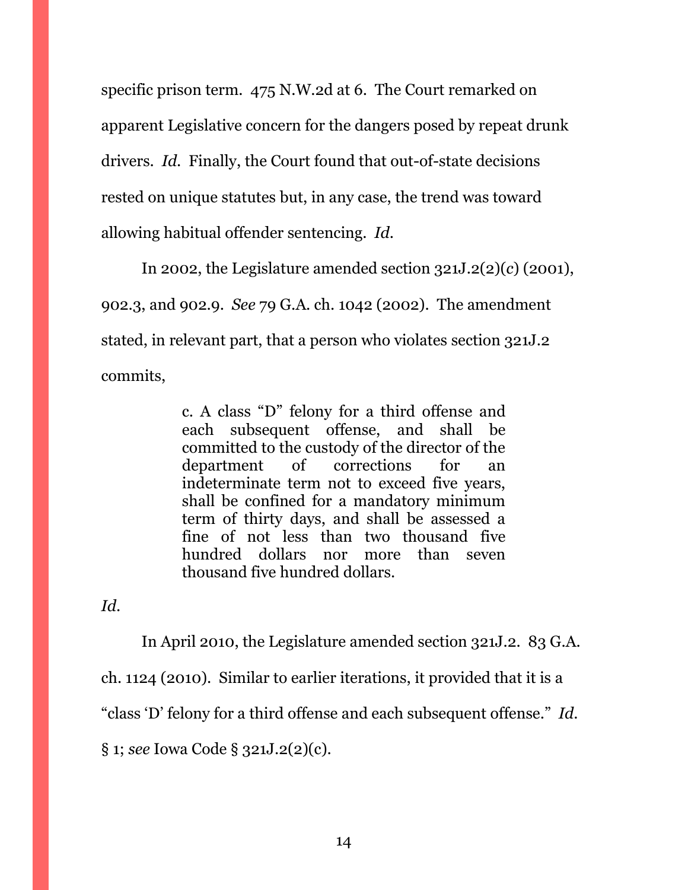specific prison term. 475 N.W.2d at 6. The Court remarked on apparent Legislative concern for the dangers posed by repeat drunk drivers. *Id.* Finally, the Court found that out-of-state decisions rested on unique statutes but, in any case, the trend was toward allowing habitual offender sentencing. *Id.*

In 2002, the Legislature amended section 321J.2(2)(*c*) (2001), 902.3, and 902.9. *See* 79 G.A. ch. 1042 (2002). The amendment stated, in relevant part, that a person who violates section 321J.2 commits,

> c. A class "D" felony for a third offense and each subsequent offense, and shall be committed to the custody of the director of the department of corrections for an indeterminate term not to exceed five years, shall be confined for a mandatory minimum term of thirty days, and shall be assessed a fine of not less than two thousand five hundred dollars nor more than seven thousand five hundred dollars.

*Id.*

In April 2010, the Legislature amended section 321J.2. 83 G.A. ch. 1124 (2010). Similar to earlier iterations, it provided that it is a "class 'D' felony for a third offense and each subsequent offense." *Id.* § 1; *see* Iowa Code § 321J.2(2)(c).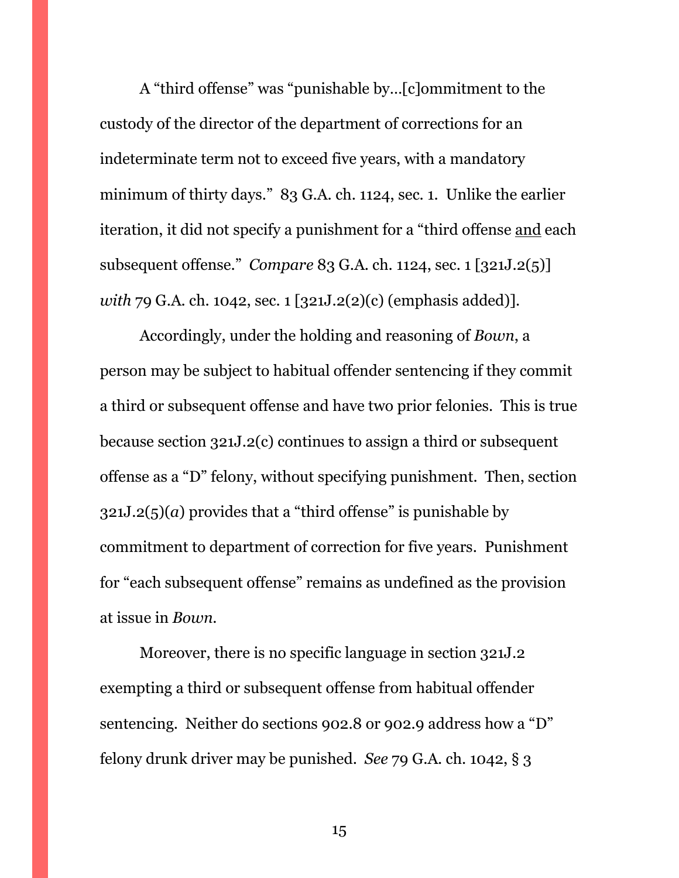A "third offense" was "punishable by…[c]ommitment to the custody of the director of the department of corrections for an indeterminate term not to exceed five years, with a mandatory minimum of thirty days." 83 G.A. ch. 1124, sec. 1. Unlike the earlier iteration, it did not specify a punishment for a "third offense <u>and</u> each subsequent offense." *Compare* 83 G.A. ch. 1124, sec. 1 [321J.2(5)] *with* 79 G.A. ch. 1042, sec. 1 [321J.2(2)(c) (emphasis added)].

Accordingly, under the holding and reasoning of *Bown*, a person may be subject to habitual offender sentencing if they commit a third or subsequent offense and have two prior felonies. This is true because section 321J.2(c) continues to assign a third or subsequent offense as a "D" felony, without specifying punishment. Then, section 321J.2(5)(*a*) provides that a "third offense" is punishable by commitment to department of correction for five years. Punishment for "each subsequent offense" remains as undefined as the provision at issue in *Bown*.

Moreover, there is no specific language in section 321J.2 exempting a third or subsequent offense from habitual offender sentencing. Neither do sections 902.8 or 902.9 address how a "D" felony drunk driver may be punished. *See* 79 G.A. ch. 1042, § 3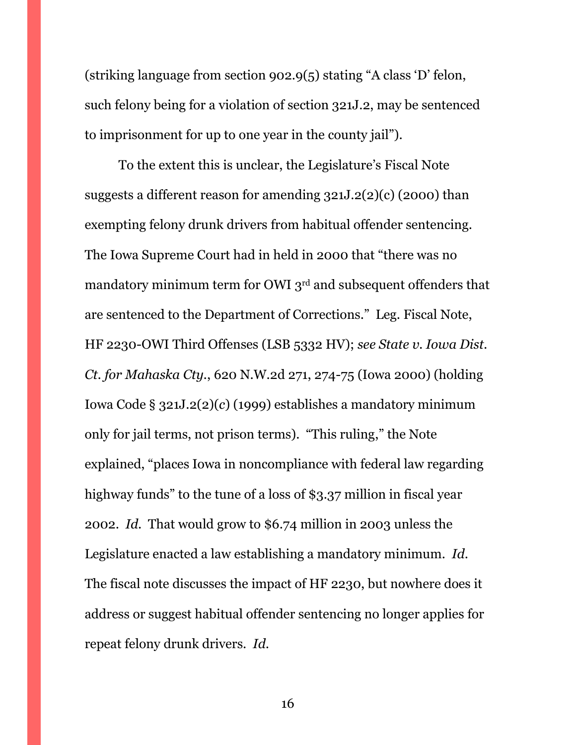(striking language from section 902.9(5) stating "A class 'D' felon, such felony being for a violation of section 321J.2, may be sentenced to imprisonment for up to one year in the county jail").

To the extent this is unclear, the Legislature's Fiscal Note suggests a different reason for amending 321J.2(2)(c) (2000) than exempting felony drunk drivers from habitual offender sentencing. The Iowa Supreme Court had in held in 2000 that "there was no mandatory minimum term for OWI 3rd and subsequent offenders that are sentenced to the Department of Corrections." Leg. Fiscal Note, HF 2230-OWI Third Offenses (LSB 5332 HV); *see State v. Iowa Dist. Ct. for Mahaska Cty.*, 620 N.W.2d 271, 274-75 (Iowa 2000) (holding Iowa Code § 321J.2(2)(*c*) (1999) establishes a mandatory minimum only for jail terms, not prison terms). "This ruling," the Note explained, "places Iowa in noncompliance with federal law regarding highway funds" to the tune of a loss of $3.37 million in fiscal year 2002. *Id.* That would grow to $6.74 million in 2003 unless the Legislature enacted a law establishing a mandatory minimum. *Id.* The fiscal note discusses the impact of HF 2230, but nowhere does it address or suggest habitual offender sentencing no longer applies for repeat felony drunk drivers. *Id.*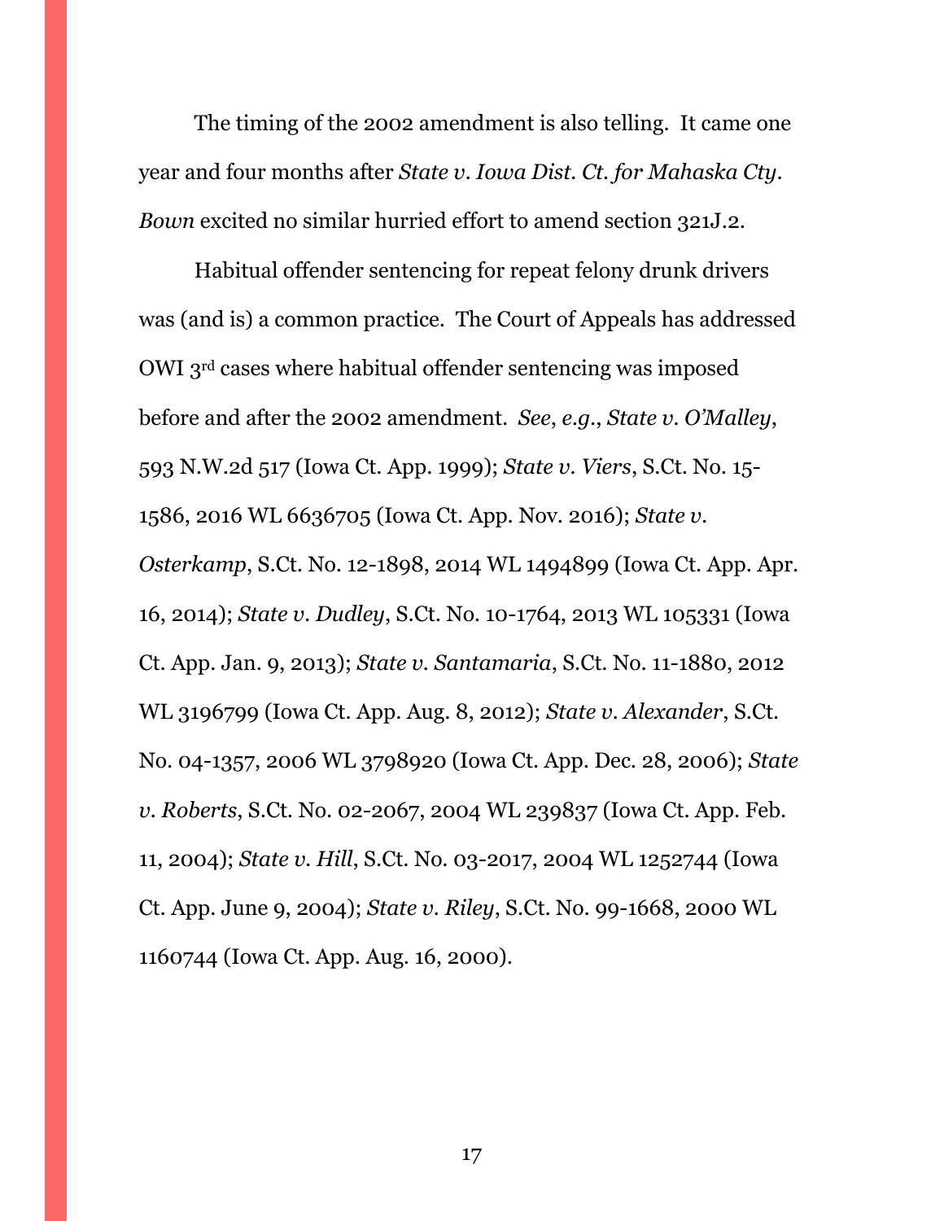The timing of the 2002 amendment is also telling. It came one year and four months after *State v. Iowa Dist. Ct. for Mahaska Cty*. *Bown* excited no similar hurried effort to amend section 321J.2.

Habitual offender sentencing for repeat felony drunk drivers was (and is) a common practice. The Court of Appeals has addressed OWI 3rd cases where habitual offender sentencing was imposed before and after the 2002 amendment. *See, e.g.*, *State v. O'Malley*, 593 N.W.2d 517 (Iowa Ct. App. 1999); *State v. Viers*, S.Ct. No. 15-1586, 2016 WL 6636705 (Iowa Ct. App. Nov. 2016); *State v. Osterkamp*, S.Ct. No. 12-1898, 2014 WL 1494899 (Iowa Ct. App. Apr. 16, 2014); *State v. Dudley*, S.Ct. No. 10-1764, 2013 WL 105331 (Iowa Ct. App. Jan. 9, 2013); *State v. Santamaria*, S.Ct. No. 11-1880, 2012 WL 3196799 (Iowa Ct. App. Aug. 8, 2012); *State v. Alexander*, S.Ct. No. 04-1357, 2006 WL 3798920 (Iowa Ct. App. Dec. 28, 2006); *State v. Roberts*, S.Ct. No. 02-2067, 2004 WL 239837 (Iowa Ct. App. Feb. 11, 2004); *State v. Hill*, S.Ct. No. 03-2017, 2004 WL 1252744 (Iowa Ct. App. June 9, 2004); *State v. Riley*, S.Ct. No. 99-1668, 2000 WL 1160744 (Iowa Ct. App. Aug. 16, 2000).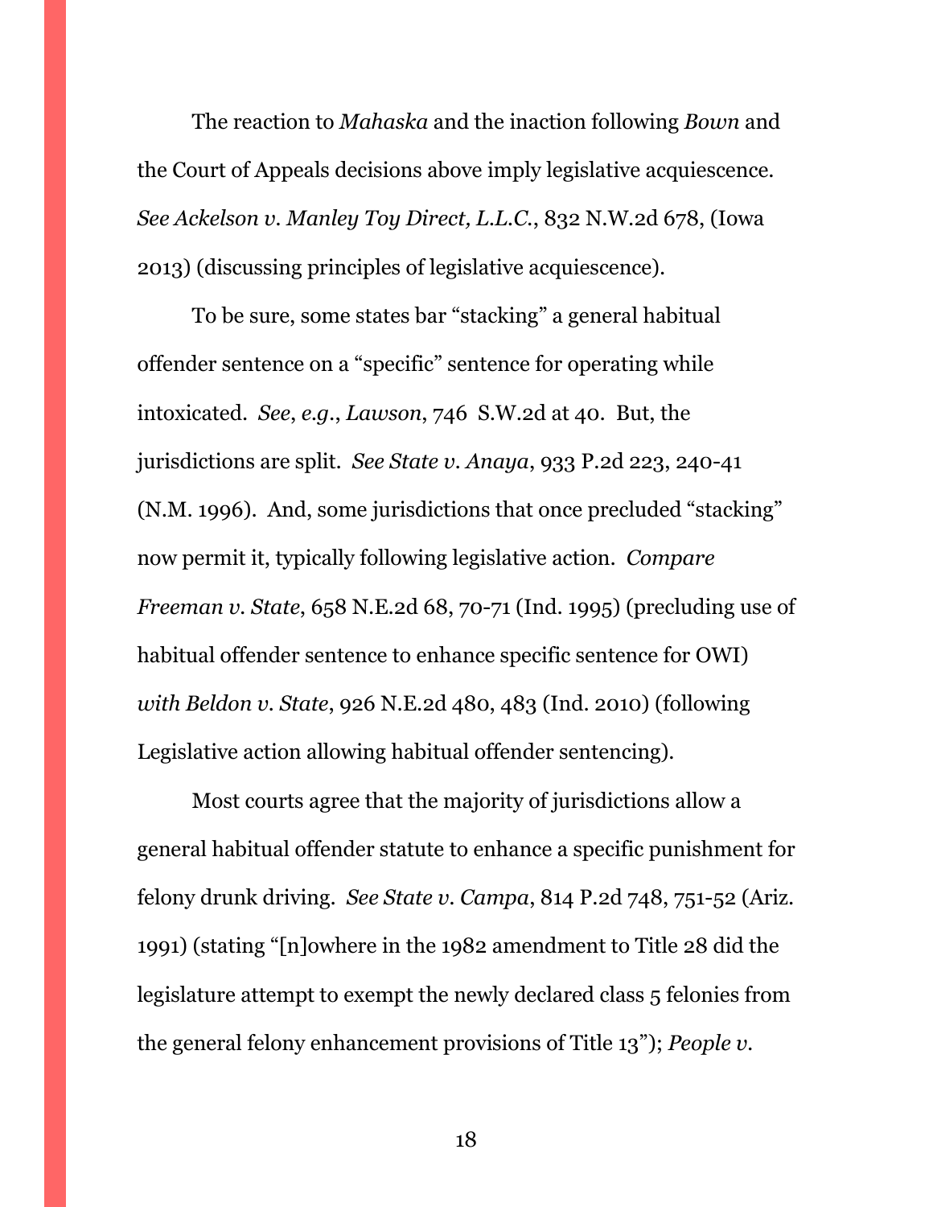The reaction to *Mahaska* and the inaction following *Bown* and the Court of Appeals decisions above imply legislative acquiescence. *See Ackelson v. Manley Toy Direct, L.L.C.*, 832 N.W.2d 678, (Iowa 2013) (discussing principles of legislative acquiescence).

To be sure, some states bar "stacking" a general habitual offender sentence on a "specific" sentence for operating while intoxicated. *See*, *e.g.*, *Lawson*, 746 S.W.2d at 40. But, the jurisdictions are split. *See State v. Anaya*, 933 P.2d 223, 240-41 (N.M. 1996). And, some jurisdictions that once precluded "stacking" now permit it, typically following legislative action. *Compare Freeman v. State*, 658 N.E.2d 68, 70-71 (Ind. 1995) (precluding use of habitual offender sentence to enhance specific sentence for OWI) *with Beldon v. State*, 926 N.E.2d 480, 483 (Ind. 2010) (following Legislative action allowing habitual offender sentencing).

Most courts agree that the majority of jurisdictions allow a general habitual offender statute to enhance a specific punishment for felony drunk driving. *See State v. Campa*, 814 P.2d 748, 751-52 (Ariz. 1991) (stating "[n]owhere in the 1982 amendment to Title 28 did the legislature attempt to exempt the newly declared class 5 felonies from the general felony enhancement provisions of Title 13"); *People v.*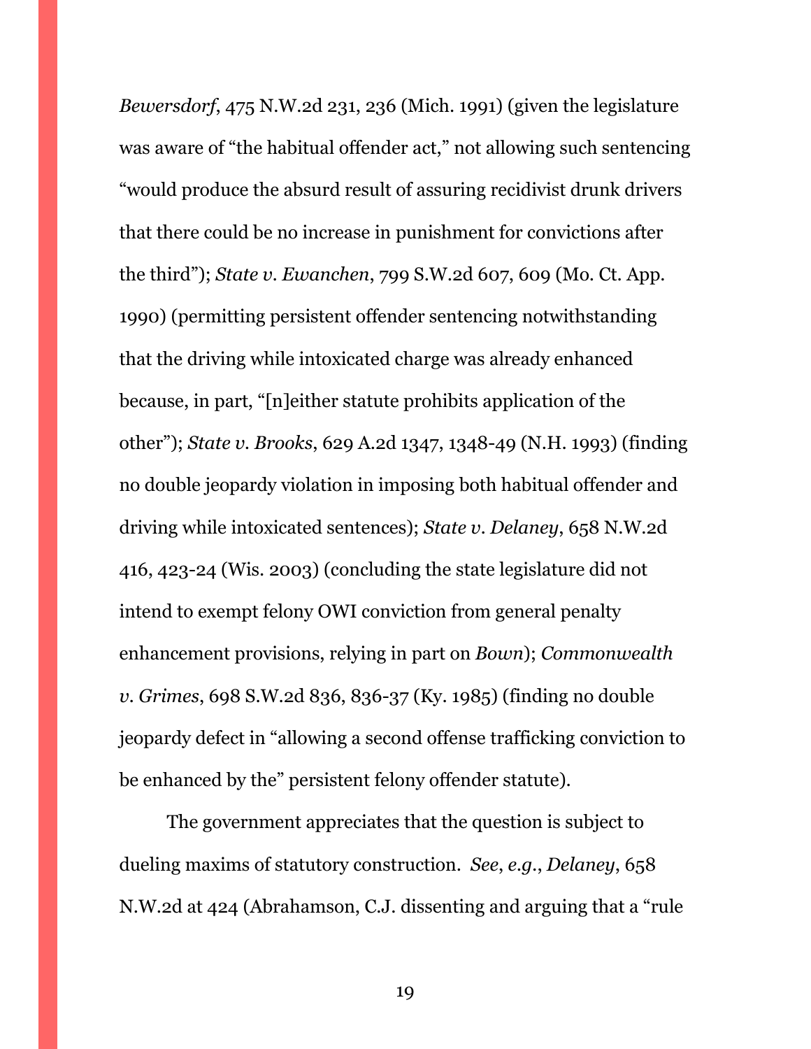*Bewersdorf*, 475 N.W.2d 231, 236 (Mich. 1991) (given the legislature was aware of "the habitual offender act," not allowing such sentencing "would produce the absurd result of assuring recidivist drunk drivers that there could be no increase in punishment for convictions after the third"); *State v. Ewanchen*, 799 S.W.2d 607, 609 (Mo. Ct. App. 1990) (permitting persistent offender sentencing notwithstanding that the driving while intoxicated charge was already enhanced because, in part, "[n]either statute prohibits application of the other"); *State v. Brooks*, 629 A.2d 1347, 1348-49 (N.H. 1993) (finding no double jeopardy violation in imposing both habitual offender and driving while intoxicated sentences); *State v. Delaney*, 658 N.W.2d 416, 423-24 (Wis. 2003) (concluding the state legislature did not intend to exempt felony OWI conviction from general penalty enhancement provisions, relying in part on *Bown*); *Commonwealth v. Grimes*, 698 S.W.2d 836, 836-37 (Ky. 1985) (finding no double jeopardy defect in "allowing a second offense trafficking conviction to be enhanced by the" persistent felony offender statute).

The government appreciates that the question is subject to dueling maxims of statutory construction. *See*, *e.g.*, *Delaney*, 658 N.W.2d at 424 (Abrahamson, C.J. dissenting and arguing that a "rule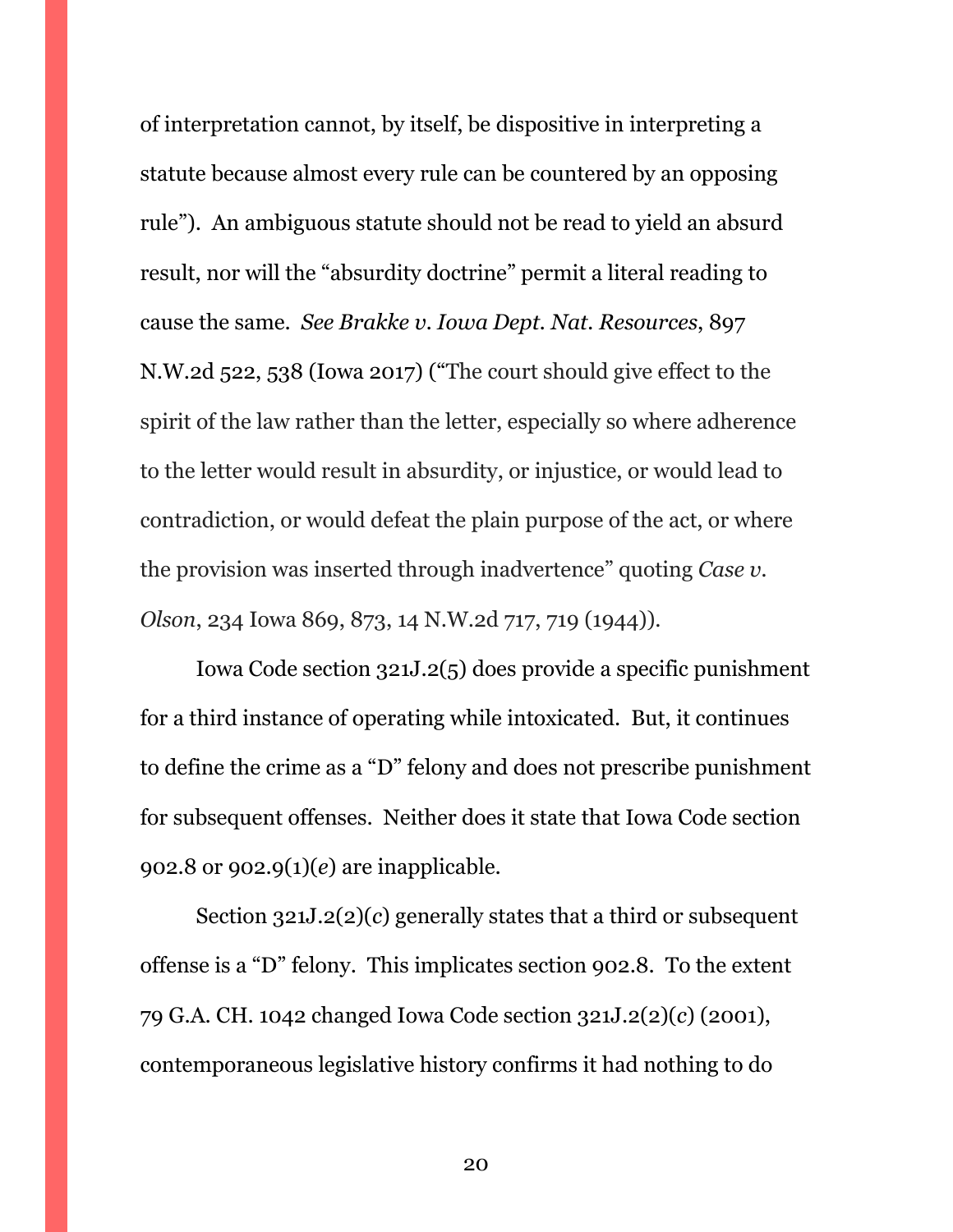of interpretation cannot, by itself, be dispositive in interpreting a statute because almost every rule can be countered by an opposing rule"). An ambiguous statute should not be read to yield an absurd result, nor will the "absurdity doctrine" permit a literal reading to cause the same. *See Brakke v. Iowa Dept. Nat. Resources*, 897 N.W.2d 522, 538 (Iowa 2017) ("The court should give effect to the spirit of the law rather than the letter, especially so where adherence to the letter would result in absurdity, or injustice, or would lead to contradiction, or would defeat the plain purpose of the act, or where the provision was inserted through inadvertence" quoting *Case v. Olson*, 234 Iowa 869, 873, 14 N.W.2d 717, 719 (1944)).

Iowa Code section 321J.2(5) does provide a specific punishment for a third instance of operating while intoxicated. But, it continues to define the crime as a "D" felony and does not prescribe punishment for subsequent offenses. Neither does it state that Iowa Code section 902.8 or 902.9(1)(*e*) are inapplicable.

Section 321J.2(2)(*c*) generally states that a third or subsequent offense is a "D" felony. This implicates section 902.8. To the extent 79 G.A. CH. 1042 changed Iowa Code section 321J.2(2)(*c*) (2001), contemporaneous legislative history confirms it had nothing to do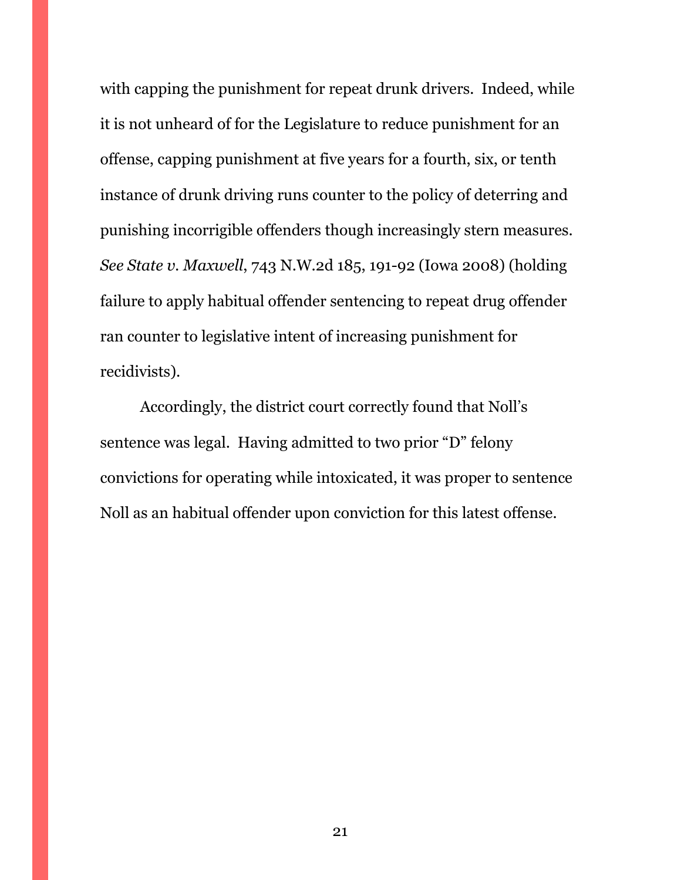with capping the punishment for repeat drunk drivers. Indeed, while it is not unheard of for the Legislature to reduce punishment for an offense, capping punishment at five years for a fourth, six, or tenth instance of drunk driving runs counter to the policy of deterring and punishing incorrigible offenders though increasingly stern measures. *See State v. Maxwell*, 743 N.W.2d 185, 191-92 (Iowa 2008) (holding failure to apply habitual offender sentencing to repeat drug offender ran counter to legislative intent of increasing punishment for recidivists).

Accordingly, the district court correctly found that Noll's sentence was legal. Having admitted to two prior "D" felony convictions for operating while intoxicated, it was proper to sentence Noll as an habitual offender upon conviction for this latest offense.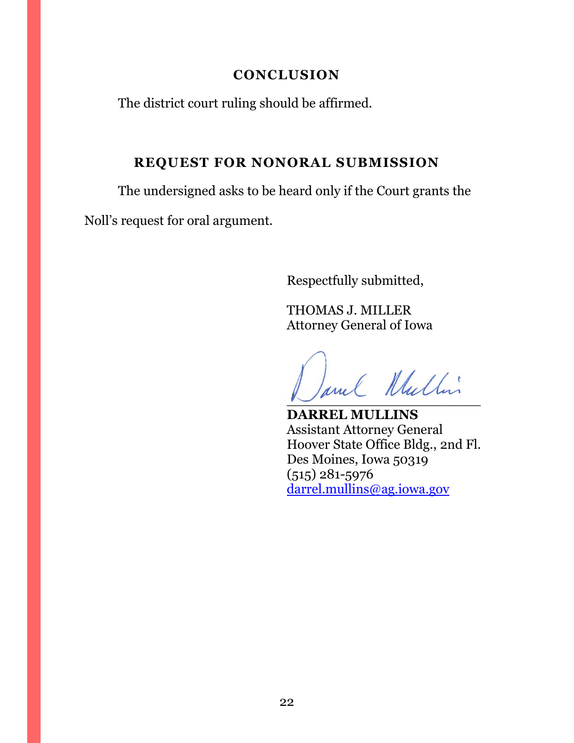## CONCLUSION

The district court ruling should be affirmed.

## REQUEST FOR NONORAL SUBMISSION

The undersigned asks to be heard only if the Court grants the Noll's request for oral argument.

Respectfully submitted,

THOMAS J. MILLER
Attorney General of Iowa

______________________

**DARREL MULLINS**
Assistant Attorney General
Hoover State Office Bldg., 2nd Fl.
Des Moines, Iowa 50319
(515) 281-5976
darrel.mullins@ag.iowa.gov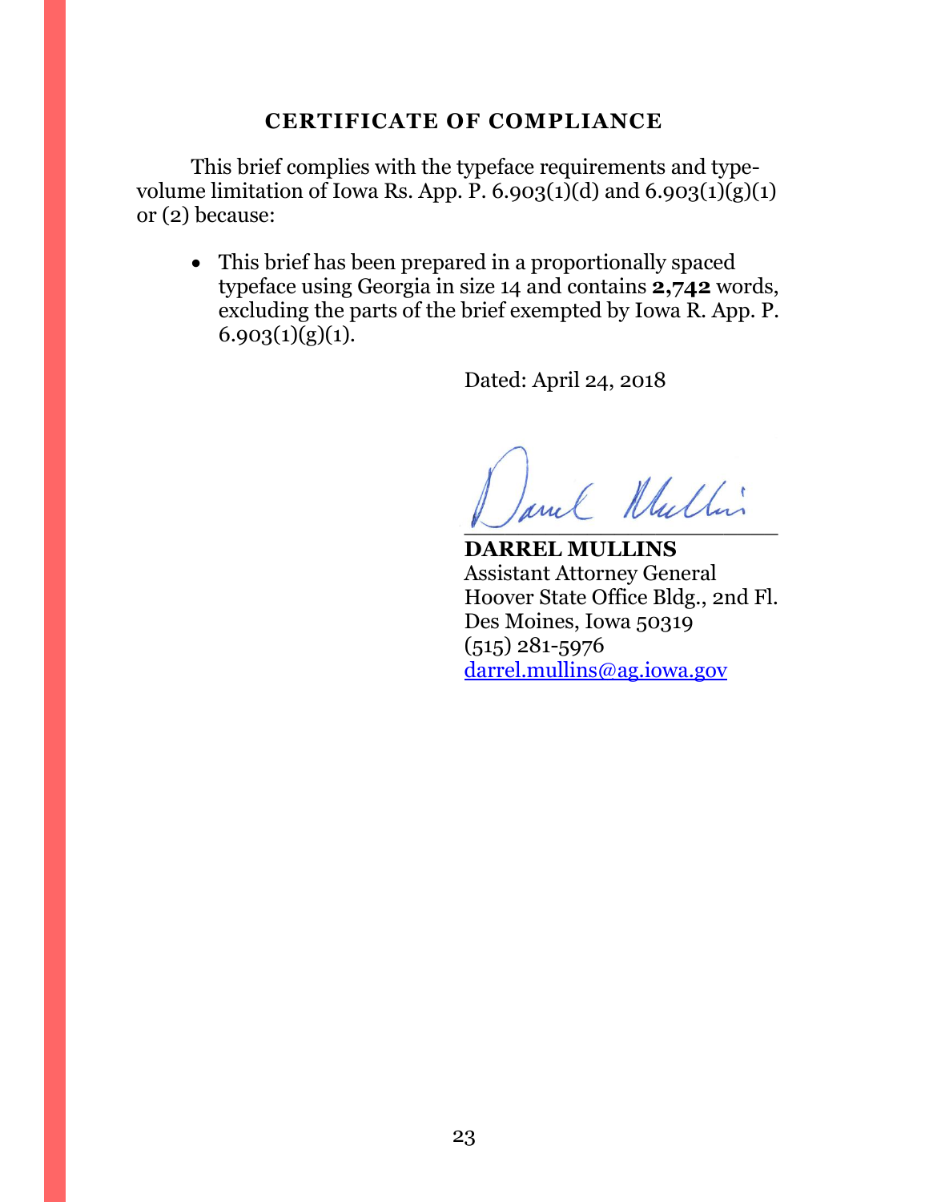## CERTIFICATE OF COMPLIANCE

This brief complies with the typeface requirements and type-volume limitation of Iowa Rs. App. P. 6.903(1)(d) and 6.903(1)(g)(1) or (2) because:

- This brief has been prepared in a proportionally spaced typeface using Georgia in size 14 and contains **2,742** words, excluding the parts of the brief exempted by Iowa R. App. P. 6.903(1)(g)(1).

Dated: April 24, 2018

\_\_\_\_\_\_\_\_\_\_\_\_\_\_\_\_\_\_\_\_\_\_\_\_\_\_\_\_

**DARREL MULLINS**
Assistant Attorney General
Hoover State Office Bldg., 2nd Fl.
Des Moines, Iowa 50319
(515) 281-5976
darrel.mullins@ag.iowa.gov